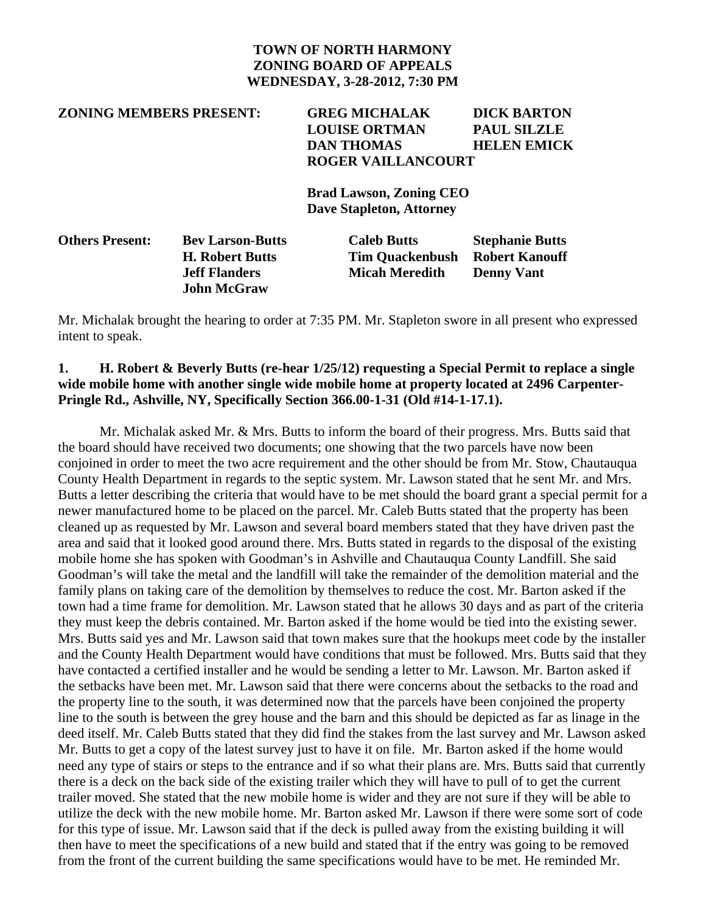**TOWN OF NORTH HARMONY**
**ZONING BOARD OF APPEALS**
**WEDNESDAY, 3-28-2012, 7:30 PM**

**ZONING MEMBERS PRESENT:** **GREG MICHALAK** **DICK BARTON**
**LOUISE ORTMAN** **PAUL SILZLE**
**DAN THOMAS** **HELEN EMICK**
**ROGER VAILLANCOURT**

**Brad Lawson, Zoning CEO**
**Dave Stapleton, Attorney**

**Others Present:** **Bev Larson-Butts** **Caleb Butts** **Stephanie Butts**
**H. Robert Butts** **Tim Quackenbush** **Robert Kanouff**
**Jeff Flanders** **Micah Meredith** **Denny Vant**
**John McGraw**

Mr. Michalak brought the hearing to order at 7:35 PM. Mr. Stapleton swore in all present who expressed intent to speak.

**1. H. Robert & Beverly Butts (re-hear 1/25/12) requesting a Special Permit to replace a single wide mobile home with another single wide mobile home at property located at 2496 Carpenter-Pringle Rd., Ashville, NY, Specifically Section 366.00-1-31 (Old #14-1-17.1).**

Mr. Michalak asked Mr. & Mrs. Butts to inform the board of their progress. Mrs. Butts said that the board should have received two documents; one showing that the two parcels have now been conjoined in order to meet the two acre requirement and the other should be from Mr. Stow, Chautauqua County Health Department in regards to the septic system. Mr. Lawson stated that he sent Mr. and Mrs. Butts a letter describing the criteria that would have to be met should the board grant a special permit for a newer manufactured home to be placed on the parcel. Mr. Caleb Butts stated that the property has been cleaned up as requested by Mr. Lawson and several board members stated that they have driven past the area and said that it looked good around there. Mrs. Butts stated in regards to the disposal of the existing mobile home she has spoken with Goodman's in Ashville and Chautauqua County Landfill. She said Goodman's will take the metal and the landfill will take the remainder of the demolition material and the family plans on taking care of the demolition by themselves to reduce the cost. Mr. Barton asked if the town had a time frame for demolition. Mr. Lawson stated that he allows 30 days and as part of the criteria they must keep the debris contained. Mr. Barton asked if the home would be tied into the existing sewer. Mrs. Butts said yes and Mr. Lawson said that town makes sure that the hookups meet code by the installer and the County Health Department would have conditions that must be followed. Mrs. Butts said that they have contacted a certified installer and he would be sending a letter to Mr. Lawson. Mr. Barton asked if the setbacks have been met. Mr. Lawson said that there were concerns about the setbacks to the road and the property line to the south, it was determined now that the parcels have been conjoined the property line to the south is between the grey house and the barn and this should be depicted as far as linage in the deed itself. Mr. Caleb Butts stated that they did find the stakes from the last survey and Mr. Lawson asked Mr. Butts to get a copy of the latest survey just to have it on file. Mr. Barton asked if the home would need any type of stairs or steps to the entrance and if so what their plans are. Mrs. Butts said that currently there is a deck on the back side of the existing trailer which they will have to pull of to get the current trailer moved. She stated that the new mobile home is wider and they are not sure if they will be able to utilize the deck with the new mobile home. Mr. Barton asked Mr. Lawson if there were some sort of code for this type of issue. Mr. Lawson said that if the deck is pulled away from the existing building it will then have to meet the specifications of a new build and stated that if the entry was going to be removed from the front of the current building the same specifications would have to be met. He reminded Mr.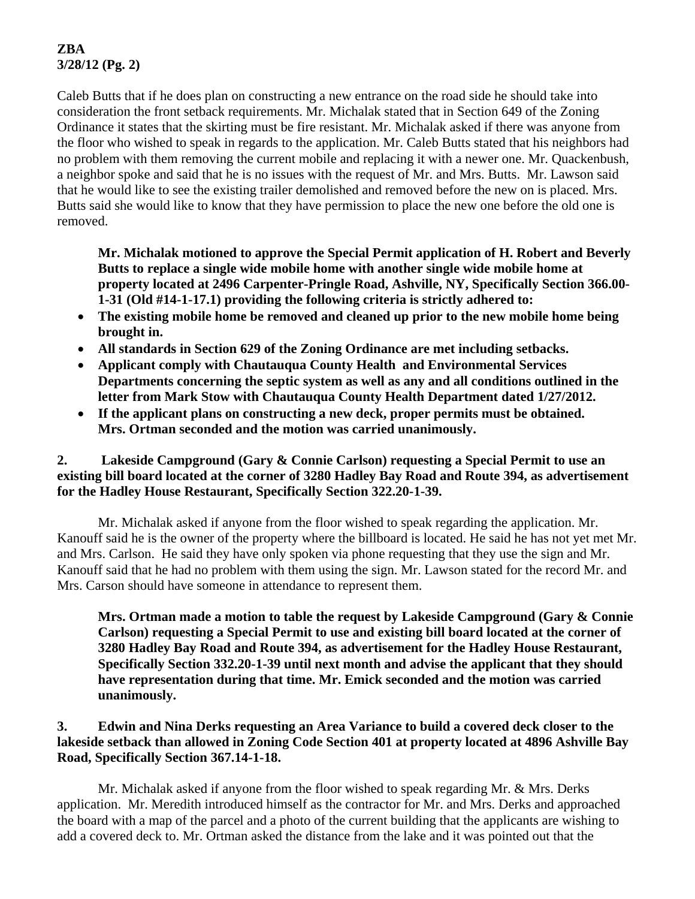Caleb Butts that if he does plan on constructing a new entrance on the road side he should take into consideration the front setback requirements. Mr. Michalak stated that in Section 649 of the Zoning Ordinance it states that the skirting must be fire resistant. Mr. Michalak asked if there was anyone from the floor who wished to speak in regards to the application. Mr. Caleb Butts stated that his neighbors had no problem with them removing the current mobile and replacing it with a newer one. Mr. Quackenbush, a neighbor spoke and said that he is no issues with the request of Mr. and Mrs. Butts. Mr. Lawson said that he would like to see the existing trailer demolished and removed before the new on is placed. Mrs. Butts said she would like to know that they have permission to place the new one before the old one is removed.

**Mr. Michalak motioned to approve the Special Permit application of H. Robert and Beverly Butts to replace a single wide mobile home with another single wide mobile home at property located at 2496 Carpenter-Pringle Road, Ashville, NY, Specifically Section 366.00-1-31 (Old #14-1-17.1) providing the following criteria is strictly adhered to:**

- **The existing mobile home be removed and cleaned up prior to the new mobile home being brought in.**
- **All standards in Section 629 of the Zoning Ordinance are met including setbacks.**
- **Applicant comply with Chautauqua County Health and Environmental Services Departments concerning the septic system as well as any and all conditions outlined in the letter from Mark Stow with Chautauqua County Health Department dated 1/27/2012.**
- **If the applicant plans on constructing a new deck, proper permits must be obtained. Mrs. Ortman seconded and the motion was carried unanimously.**

**2. Lakeside Campground (Gary & Connie Carlson) requesting a Special Permit to use an existing bill board located at the corner of 3280 Hadley Bay Road and Route 394, as advertisement for the Hadley House Restaurant, Specifically Section 322.20-1-39.**

Mr. Michalak asked if anyone from the floor wished to speak regarding the application. Mr. Kanouff said he is the owner of the property where the billboard is located. He said he has not yet met Mr. and Mrs. Carlson. He said they have only spoken via phone requesting that they use the sign and Mr. Kanouff said that he had no problem with them using the sign. Mr. Lawson stated for the record Mr. and Mrs. Carson should have someone in attendance to represent them.

**Mrs. Ortman made a motion to table the request by Lakeside Campground (Gary & Connie Carlson) requesting a Special Permit to use and existing bill board located at the corner of 3280 Hadley Bay Road and Route 394, as advertisement for the Hadley House Restaurant, Specifically Section 332.20-1-39 until next month and advise the applicant that they should have representation during that time. Mr. Emick seconded and the motion was carried unanimously.**

**3. Edwin and Nina Derks requesting an Area Variance to build a covered deck closer to the lakeside setback than allowed in Zoning Code Section 401 at property located at 4896 Ashville Bay Road, Specifically Section 367.14-1-18.**

Mr. Michalak asked if anyone from the floor wished to speak regarding Mr. & Mrs. Derks application. Mr. Meredith introduced himself as the contractor for Mr. and Mrs. Derks and approached the board with a map of the parcel and a photo of the current building that the applicants are wishing to add a covered deck to. Mr. Ortman asked the distance from the lake and it was pointed out that the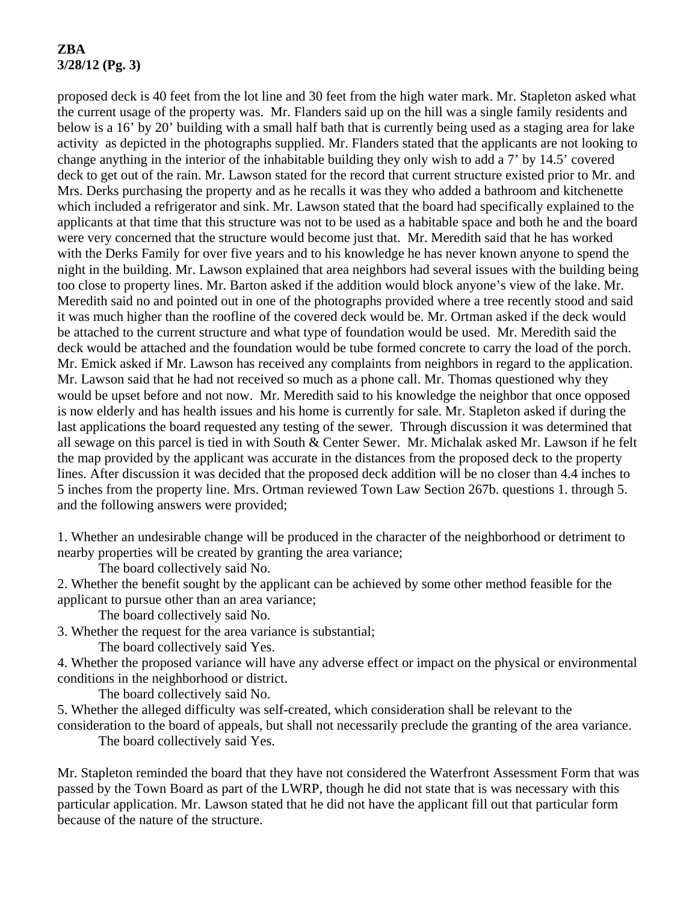proposed deck is 40 feet from the lot line and 30 feet from the high water mark. Mr. Stapleton asked what the current usage of the property was. Mr. Flanders said up on the hill was a single family residents and below is a 16' by 20' building with a small half bath that is currently being used as a staging area for lake activity as depicted in the photographs supplied. Mr. Flanders stated that the applicants are not looking to change anything in the interior of the inhabitable building they only wish to add a 7' by 14.5' covered deck to get out of the rain. Mr. Lawson stated for the record that current structure existed prior to Mr. and Mrs. Derks purchasing the property and as he recalls it was they who added a bathroom and kitchenette which included a refrigerator and sink. Mr. Lawson stated that the board had specifically explained to the applicants at that time that this structure was not to be used as a habitable space and both he and the board were very concerned that the structure would become just that. Mr. Meredith said that he has worked with the Derks Family for over five years and to his knowledge he has never known anyone to spend the night in the building. Mr. Lawson explained that area neighbors had several issues with the building being too close to property lines. Mr. Barton asked if the addition would block anyone's view of the lake. Mr. Meredith said no and pointed out in one of the photographs provided where a tree recently stood and said it was much higher than the roofline of the covered deck would be. Mr. Ortman asked if the deck would be attached to the current structure and what type of foundation would be used. Mr. Meredith said the deck would be attached and the foundation would be tube formed concrete to carry the load of the porch. Mr. Emick asked if Mr. Lawson has received any complaints from neighbors in regard to the application. Mr. Lawson said that he had not received so much as a phone call. Mr. Thomas questioned why they would be upset before and not now. Mr. Meredith said to his knowledge the neighbor that once opposed is now elderly and has health issues and his home is currently for sale. Mr. Stapleton asked if during the last applications the board requested any testing of the sewer. Through discussion it was determined that all sewage on this parcel is tied in with South & Center Sewer. Mr. Michalak asked Mr. Lawson if he felt the map provided by the applicant was accurate in the distances from the proposed deck to the property lines. After discussion it was decided that the proposed deck addition will be no closer than 4.4 inches to 5 inches from the property line. Mrs. Ortman reviewed Town Law Section 267b. questions 1. through 5. and the following answers were provided;

1. Whether an undesirable change will be produced in the character of the neighborhood or detriment to nearby properties will be created by granting the area variance;
   The board collectively said No.
2. Whether the benefit sought by the applicant can be achieved by some other method feasible for the applicant to pursue other than an area variance;
   The board collectively said No.
3. Whether the request for the area variance is substantial;
   The board collectively said Yes.
4. Whether the proposed variance will have any adverse effect or impact on the physical or environmental conditions in the neighborhood or district.
   The board collectively said No.
5. Whether the alleged difficulty was self-created, which consideration shall be relevant to the consideration to the board of appeals, but shall not necessarily preclude the granting of the area variance.
   The board collectively said Yes.

Mr. Stapleton reminded the board that they have not considered the Waterfront Assessment Form that was passed by the Town Board as part of the LWRP, though he did not state that is was necessary with this particular application. Mr. Lawson stated that he did not have the applicant fill out that particular form because of the nature of the structure.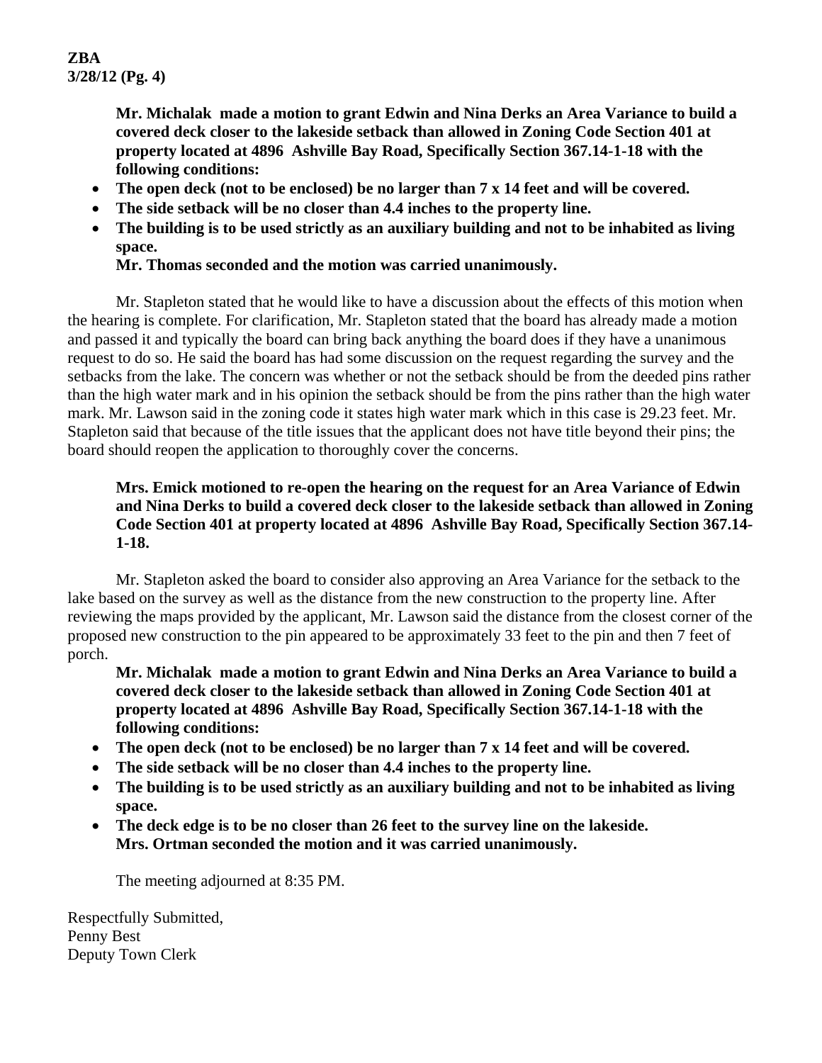**Mr. Michalak made a motion to grant Edwin and Nina Derks an Area Variance to build a covered deck closer to the lakeside setback than allowed in Zoning Code Section 401 at property located at 4896 Ashville Bay Road, Specifically Section 367.14-1-18 with the following conditions:**

- **The open deck (not to be enclosed) be no larger than 7 x 14 feet and will be covered.**
- **The side setback will be no closer than 4.4 inches to the property line.**
- **The building is to be used strictly as an auxiliary building and not to be inhabited as living space.**

**Mr. Thomas seconded and the motion was carried unanimously.**

Mr. Stapleton stated that he would like to have a discussion about the effects of this motion when the hearing is complete. For clarification, Mr. Stapleton stated that the board has already made a motion and passed it and typically the board can bring back anything the board does if they have a unanimous request to do so. He said the board has had some discussion on the request regarding the survey and the setbacks from the lake. The concern was whether or not the setback should be from the deeded pins rather than the high water mark and in his opinion the setback should be from the pins rather than the high water mark. Mr. Lawson said in the zoning code it states high water mark which in this case is 29.23 feet. Mr. Stapleton said that because of the title issues that the applicant does not have title beyond their pins; the board should reopen the application to thoroughly cover the concerns.

**Mrs. Emick motioned to re-open the hearing on the request for an Area Variance of Edwin and Nina Derks to build a covered deck closer to the lakeside setback than allowed in Zoning Code Section 401 at property located at 4896 Ashville Bay Road, Specifically Section 367.14-1-18.**

Mr. Stapleton asked the board to consider also approving an Area Variance for the setback to the lake based on the survey as well as the distance from the new construction to the property line. After reviewing the maps provided by the applicant, Mr. Lawson said the distance from the closest corner of the proposed new construction to the pin appeared to be approximately 33 feet to the pin and then 7 feet of porch.

**Mr. Michalak made a motion to grant Edwin and Nina Derks an Area Variance to build a covered deck closer to the lakeside setback than allowed in Zoning Code Section 401 at property located at 4896 Ashville Bay Road, Specifically Section 367.14-1-18 with the following conditions:**

- **The open deck (not to be enclosed) be no larger than 7 x 14 feet and will be covered.**
- **The side setback will be no closer than 4.4 inches to the property line.**
- **The building is to be used strictly as an auxiliary building and not to be inhabited as living space.**
- **The deck edge is to be no closer than 26 feet to the survey line on the lakeside.**

**Mrs. Ortman seconded the motion and it was carried unanimously.**

The meeting adjourned at 8:35 PM.

Respectfully Submitted,
Penny Best
Deputy Town Clerk